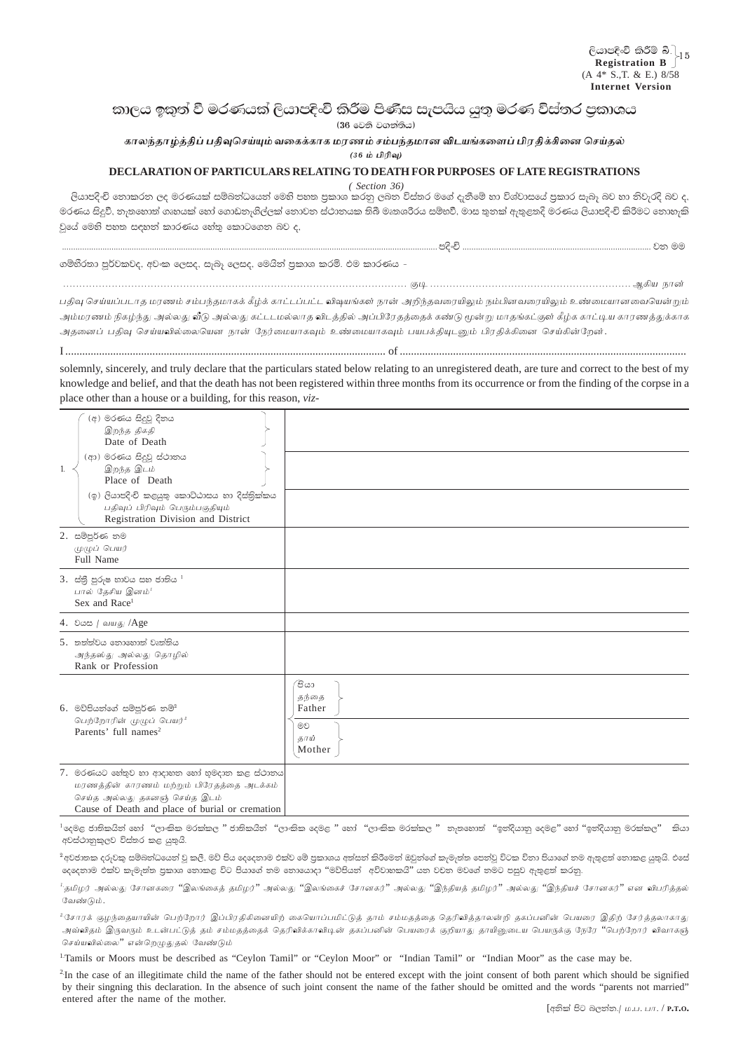ලියාපදිංචි කිරීම බී.
**Registration B** 15
(A 4* S.,T. & E.) 8/58
**Internet Version**

# කාලය ඉකුත් වී මරණයක් ලියාපදිංචි කිරීම පිණිස සැපයිය යුතු මරණ විස්තර ප්‍රකාශය

(36 වෙනි වගන්තිය)

## காலந்தாழ்த்திப் பதிவுசெய்யும் வகைக்காக மரணம் சம்பந்தமான விடயங்களைப் பிரதிக்கினை செய்தல்

(36 ம் பிரிவு)

## DECLARATION OF PARTICULARS RELATING TO DEATH FOR PURPOSES OF LATE REGISTRATIONS

( Section 36)

ලියාපදිංචි නොකරන ලද මරණයක් සම්බන්ධයෙන් මෙහි පහත ප්‍රකාශ කරනු ලබන විස්තර මගේ දැනීමේ හා විශ්වාසයේ ප්‍රකාර සැබෑ බව හා නිවැරදි බව ද, මරණය සිදුවී, නැතහොත් ගෘහයක් හෝ ගොඩනැගිල්ලක් නොවන ස්ථානයක තිබී මෘතශරීරය සම්භවී, මාස තුනක් ඇතුළතදී මරණය ලියාපදිංචි කිරීමට නොහැකි වූයේ මෙහි පහත සඳහන් කාරණය හේතු කොටගෙන බව ද,

.................................................................................................................... පදිංචි .................................................................................... වන මම

ගම්භීරතා පූර්වකවද, අවංක ලෙසද, සැබෑ ලෙසද, මෙයින් ප්‍රකාශ කරමි. එම කාරණය -

.................................................................................................... குடி ............................................................ ஆகிய நான்

பதிவு செய்யப்படாத மரணம் சம்பந்தமாகக் கீழ்க் காட்டப்பட்ட விஷயங்கள் நான் அறிந்தவரையிலும் நம்பினவரையிலும் உண்மையானவையென்றும் அம்மரணம் நிகழ்ந்து அல்லது வீடு அல்லது கட்டடமல்லாத விடத்தில் அப்பிரேதத்தைக் கண்டு மூன்று மாதங்கட்குள் கீழ்க் காட்டிய காரணத்துக்காக அதனைப் பதிவு செய்யவில்லையென நான் நேர்மையாகவும் உண்மையாகவும் பயபக்தியுடனும் பிரதிக்கினை செய்கின்றேன்.

I .................................................................................................................. of ......................................................................................................

solemnly, sincerely, and truly declare that the particulars stated below relating to an unregistered death, are ture and correct to the best of my knowledge and belief, and that the death has not been registered within three months from its occurrence or from the finding of the corpse in a place other than a house or a building, for this reason, *viz*-

| | |
|---|---|
| 1. (අ) මරණය සිදුවූ දිනය / இறந்த திகதி / Date of Death | |
| (ආ) මරණය සිදුවූ ස්ථානය / இறந்த இடம் / Place of Death | |
| (ඉ) ලියාපදිංචි කළයුතු කොට්ඨාසය හා දිස්ත්‍රික්කය / பதிவுப் பிரிவும் பெரும்பகுதியும் / Registration Division and District | |
| 2. සම්පූර්ණ නම / முழுப் பெயர் / Full Name | |
| 3. ස්ත්‍රී පුරුෂ භාවය සහ ජාතිය [1] / பால் தேசிய இனம்[1] / Sex and Race[1] | |
| 4. වයස / வயது /Age | |
| 5. තත්ත්වය නොහොත් වෘත්තිය / அந்தஸ்து அல்லது தொழில் / Rank or Profession | |
| 6. මව්පියන්ගේ සම්පූර්ණ නම්[2] / பெற்றோரின் முழுப் பெயர்[2] / Parents' full names[2] | පියා / தந்தை / Father: |
| | මව / தாய் / Mother: |
| 7. මරණයට හේතුව හා ආදාහන හෝ භූමදාන කළ ස්ථානය / மரணத்தின் காரணம் மற்றும் பிரேதத்தை அடக்கம் செய்த அல்லது தகனஞ் செய்த இடம் / Cause of Death and place of burial or cremation | |

[1] දෙමළ ජාතිකයින් හෝ "ලාංකික මරක්කල" ජාතිකයින් "ලාංකික දෙමළ" හෝ "ලාංකික මරක්කල" නැතහොත් "ඉන්දියානු දෙමළ" හෝ "ඉන්දියානු මරක්කල" කියා අවස්ථානුකූලව විස්තර කළ යුතුයි.

[2] අවජාතක දරුවකු සම්බන්ධයෙන් වූ කලී, මව් පිය දෙදෙනාම එක්ව මේ ප්‍රකාශය අත්සන් කිරීමෙන් ඔවුන්ගේ කැමැත්ත පෙන්වූ විටක විනා පියාගේ නම ඇතුළත් නොකළ යුතුයි. එසේ දෙදෙනාම එක්ව කැමැත්ත ප්‍රකාශ නොකළ විට පියාගේ නම නොයොදා "මව්පියන් අවිවාහකයි" යන වචන මවගේ නමට පසුව ඇතුළත් කරනු.

[1] தமிழர் அல்லது சோனகரை "இலங்கைத் தமிழர்" அல்லது "இலங்கைச் சோனகர்" அல்லது "இந்தியத் தமிழர்" அல்லது "இந்தியச் சோனகர்" என விபரித்தல் வேண்டும்.

[2] சோரக் குழந்தையாயின் பெற்றோர் இப்பிரதிகினையிற் கையொப்பமிட்டுத் தாம் சம்மதத்தை தெரிவித்தாலன்றி தகப்பனின் பெயரை இதிற் சேர்த்தலாகாது அவ்விதம் இருவரும் உடன்பட்டுத் தம் சம்மதத்தைத் தெரிவிக்காவிடின் தகப்பனின் பெயரைக் குறியாது தாயினுடைய பெயருக்கு நேரே "பெற்றோர் விவாகஞ் செய்யவில்லை" என்றெழுதுதல் வேண்டும்

[1] Tamils or Moors must be described as "Ceylon Tamil" or "Ceylon Moor" or "Indian Tamil" or "Indian Moor" as the case may be.

[2] In the case of an illegitimate child the name of the father should not be entered except with the joint consent of both parent which should be signified by their singning this declaration. In the absence of such joint consent the name of the father should be omitted and the words "parents not married" entered after the name of the mother.

[අනික් පිට බලන්න./ ம.ப.பா. / P.T.O.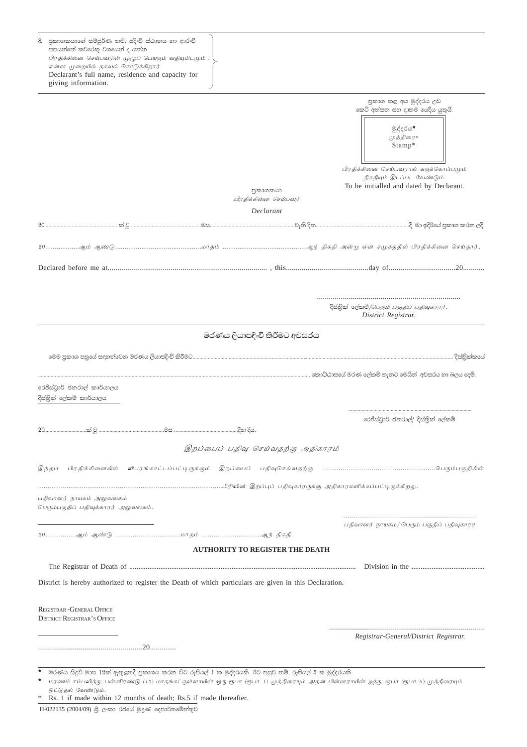8. ප්‍රකාශකයාගේ සම්පූර්ණ නම, පදිංචි ස්ථානය හා ආරංචි සපයන්නේ කවරෙකු වශයෙන් ද යන්න
*பிரதிக்கினை செய்பவரின் முழுப் பெயரும் வதியுமிடமும் ; என்ன முறையில் தகவல் கொடுக்கிறார்*
Declarant's full name, residence and capacity for giving information.

ප්‍රකාශ කළ අය මුද්දරය උඩ කෙටි අත්සන සහ දාතම යෙදිය යුතුයි.

මුද්දරය*
*முத்திரை**
Stamp*

*பிரதிக்கினை செய்பவரால் சுருக்கொப்பமும் திகதியும் இடப்பட வேண்டும்.*
To be initialled and dated by Declarant.

ප්‍රකාශකයා
*பிரதிக்கினை செய்பவர்*
*Declarant*

20.................................................. ක් වූ .................................................. මස.......................................................... වැනි දින................................................................දී මා ඉදිරියේ ප්‍රකාශ කරන ලදී.

*20..................ஆம் ஆண்டு..............................................மாதம் .............................................ஆந் திகதி அன்று என் சமுகத்தில் பிரதிக்கினை செய்தார்.*

Declared before me at.................................................................................. , this..........................................day of.................................20...........

........................................................................
දිස්ත්‍රික් ලේකම්/*பெரும் பகுதிப் பதிவுகாரர்.*
*District Registrar.*

## මරණය ලියාපදිංචි කිරීමට අවසරය

මෙම ප්‍රකාශ පත්‍රයේ සඳහන්වෙන මරණය ලියාපදිංචි කිරීමට.................................................................................................................................................................... දිස්ත්‍රික්කයේ

.................................................................................................................................................... කොට්ඨාසයේ මරණ ලේකම් තැනට මෙයින් අවසරය හා බලය දෙමි.

රෙජිස්ට්‍රාර් ජනරාල් කාර්යාලය
දිස්ත්‍රික් ලේකම් කාර්යාලය

........................................................................
රෙජිස්ට්‍රාර් ජනරාල්/ දිස්ත්‍රික් ලේකම්.

20..............................ක් වූ ..................................................මස ..............................................දින දිය.

## *இறப்பைப் பதிவு செய்வதற்கு அதிகாரம்*

*இந்தப் பிரதிக்கினையில் விபரங்காட்டப்பட்டிருக்கும் இறப்பைப் பதிவுசெய்வதற்கு .......................................................பெரும்பகுதியின்*

*..................................................................................................பிரிவின் இறப்புப் பதிவுகாரருக்கு அதிகாரமளிக்கப்பட்டிருக்கிறது.*

*பதிவாளர் நாயகம் அலுவலகம்*
*பெரும்பகுதிப் பதிவுக்காரர் அலுவலகம்.*

.................................................................
*பதிவாளர் நாயகம்/ பெரும் பகுதிப் பதிவுகாரர்*

*20................ஆம் ஆண்டு ..................................மாதம் ...............................ஆந் திகதி*

## AUTHORITY TO REGISTER THE DEATH

The Registrar of Death of ........................................................................................................................... Division in the ........................................

District is hereby authorized to register the Death of which particulars are given in this Declaration.

REGISTRAR-GENERAL OFFICE
DISTRICT REGISTRAR'S OFFICE

..............................................................................
*Registrar-General/District Registrar.*

....................................................20.............

* මරණය සිදුවී මාස 12ක් ඇතුළතදී ප්‍රකාශය කරන විට රුපියල් 1 ක මුද්දරයකි. ඊට පසුව නම්, රුපියල් 5 ක මුද්දරයකි.
* *மரணம் சம்பவித்து பன்னிரண்டு (12) மாதங்கட்குள்ளாயின் ஒரு ரூபா (ரூபா 1) முத்திரையும் அதன் பின்னராயின் ஐந்து ரூபா (ரூபா 5) முத்திரையும் ஒட்டுதல் வேண்டும்.*
* Rs. 1 if made within 12 months of death; Rs.5 if made thereafter.

H-022135 (2004/09) ශ්‍රී ලංකා රජයේ මුද්‍රණ දෙපාර්තමේන්තුව